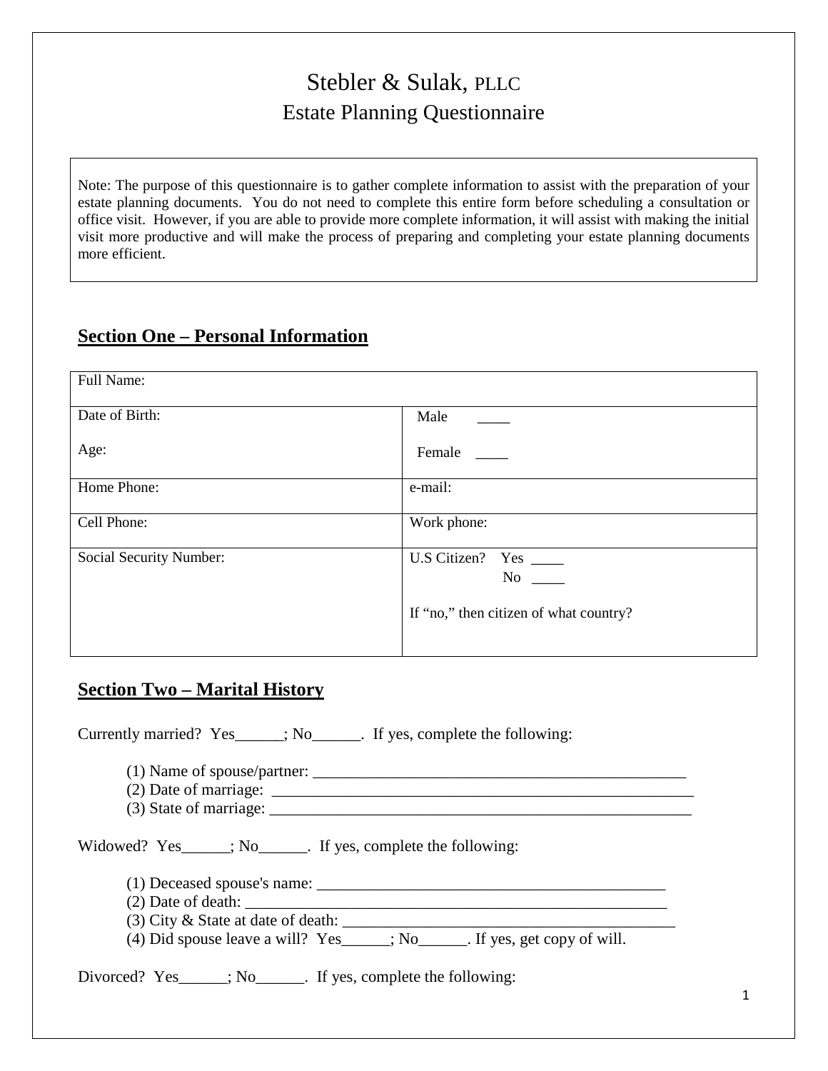# Stebler & Sulak, PLLC
## Estate Planning Questionnaire

> Note: The purpose of this questionnaire is to gather complete information to assist with the preparation of your estate planning documents. You do not need to complete this entire form before scheduling a consultation or office visit. However, if you are able to provide more complete information, it will assist with making the initial visit more productive and will make the process of preparing and completing your estate planning documents more efficient.

## **Section One – Personal Information**

| Full Name: | |
|---|---|
| Date of Birth:<br><br>Age: | Male ____<br><br>Female ____ |
| Home Phone: | e-mail: |
| Cell Phone: | Work phone: |
| Social Security Number: | U.S Citizen? Yes ____<br>No ____<br><br>If "no," then citizen of what country? |

## **Section Two – Marital History**

Currently married? Yes______; No______. If yes, complete the following:

(1) Name of spouse/partner: ________________________________________________
(2) Date of marriage: __________________________________________________
(3) State of marriage: __________________________________________________

Widowed? Yes______; No______. If yes, complete the following:

(1) Deceased spouse's name: ____________________________________________
(2) Date of death: ____________________________________________________
(3) City & State at date of death: ________________________________________
(4) Did spouse leave a will? Yes______; No______. If yes, get copy of will.

Divorced? Yes______; No______. If yes, complete the following: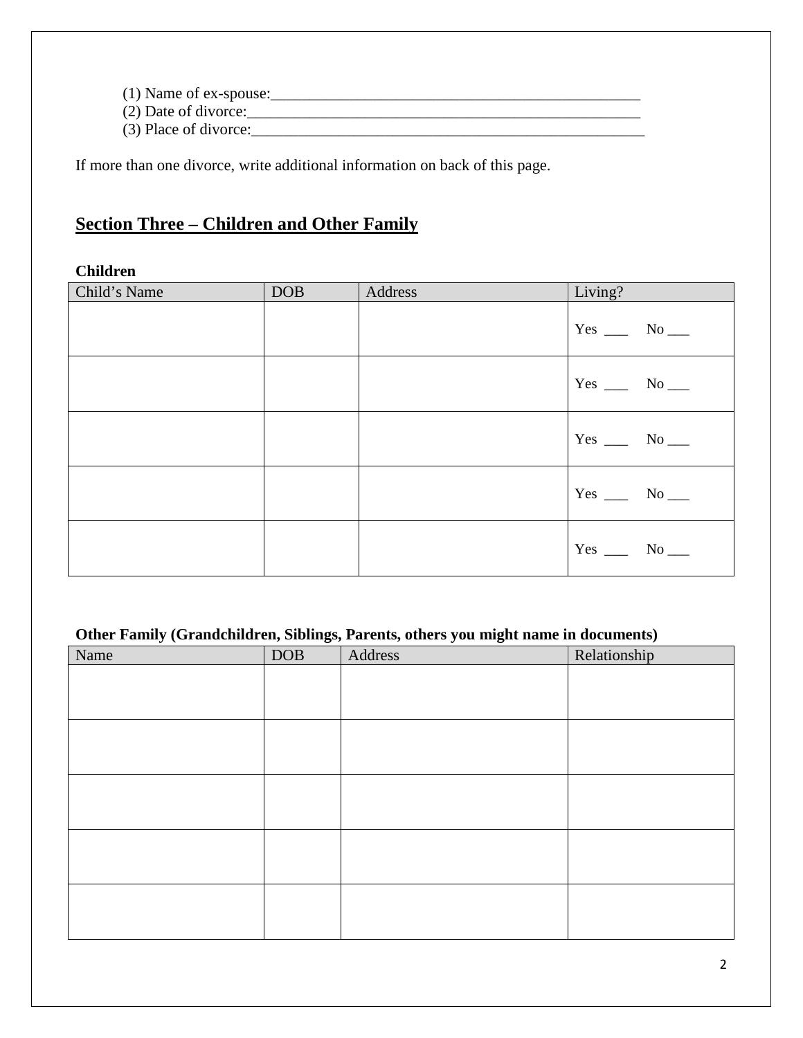(1) Name of ex-spouse:_________________________________________________

(2) Date of divorce:___________________________________________________

(3) Place of divorce:__________________________________________________

If more than one divorce, write additional information on back of this page.

## Section Three – Children and Other Family

**Children**

| Child's Name | DOB | Address | Living? |
|---|---|---|---|
| | | | Yes ___ No ___ |
| | | | Yes ___ No ___ |
| | | | Yes ___ No ___ |
| | | | Yes ___ No ___ |
| | | | Yes ___ No ___ |

**Other Family (Grandchildren, Siblings, Parents, others you might name in documents)**

| Name | DOB | Address | Relationship |
|---|---|---|---|
| | | | |
| | | | |
| | | | |
| | | | |
| | | | |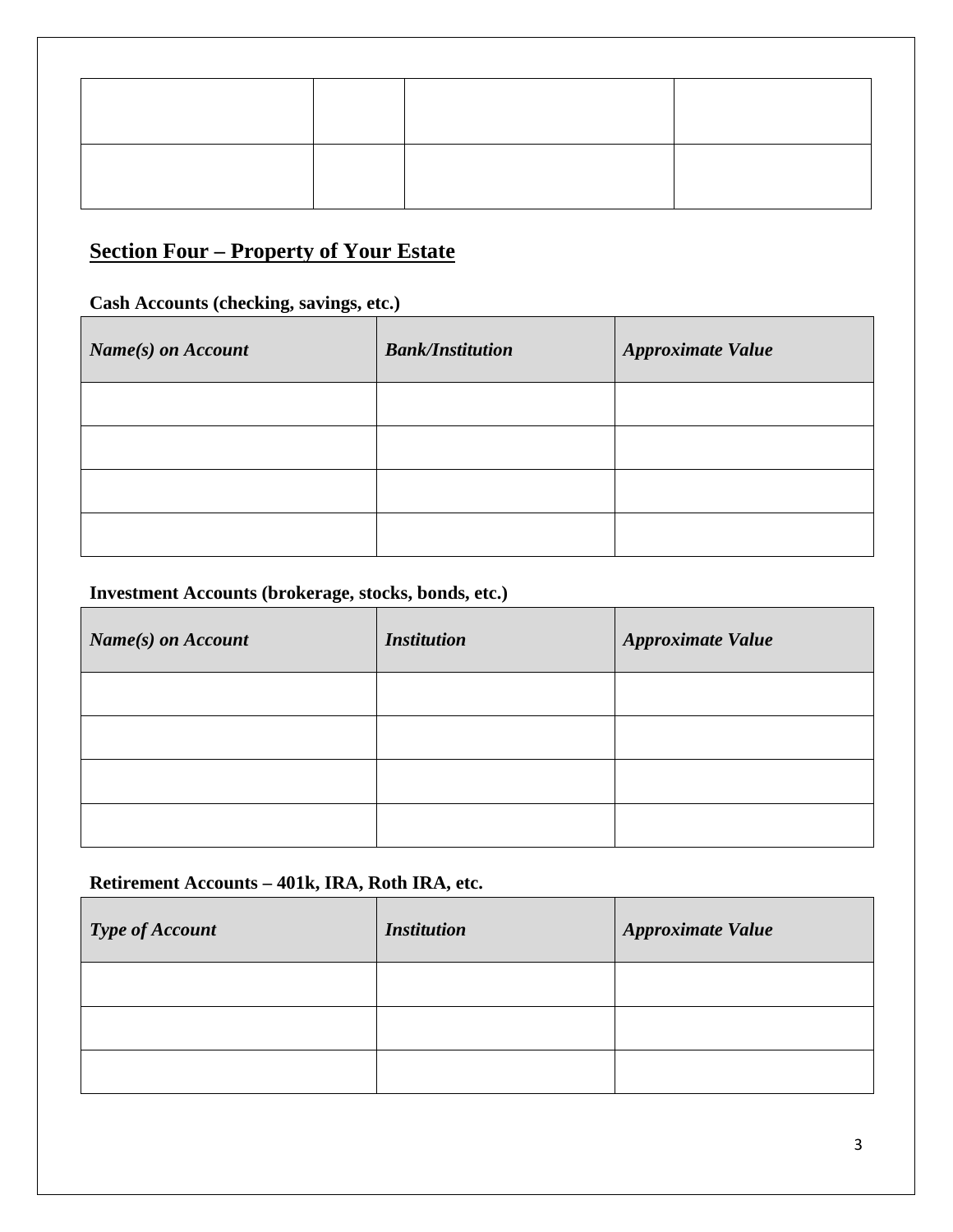| | | | |
|---|---|---|---|
| | | | |
| | | | |

## Section Four – Property of Your Estate

**Cash Accounts (checking, savings, etc.)**

| *Name(s) on Account* | *Bank/Institution* | *Approximate Value* |
|---|---|---|
| | | |
| | | |
| | | |
| | | |

**Investment Accounts (brokerage, stocks, bonds, etc.)**

| *Name(s) on Account* | *Institution* | *Approximate Value* |
|---|---|---|
| | | |
| | | |
| | | |
| | | |

**Retirement Accounts – 401k, IRA, Roth IRA, etc.**

| *Type of Account* | *Institution* | *Approximate Value* |
|---|---|---|
| | | |
| | | |
| | | |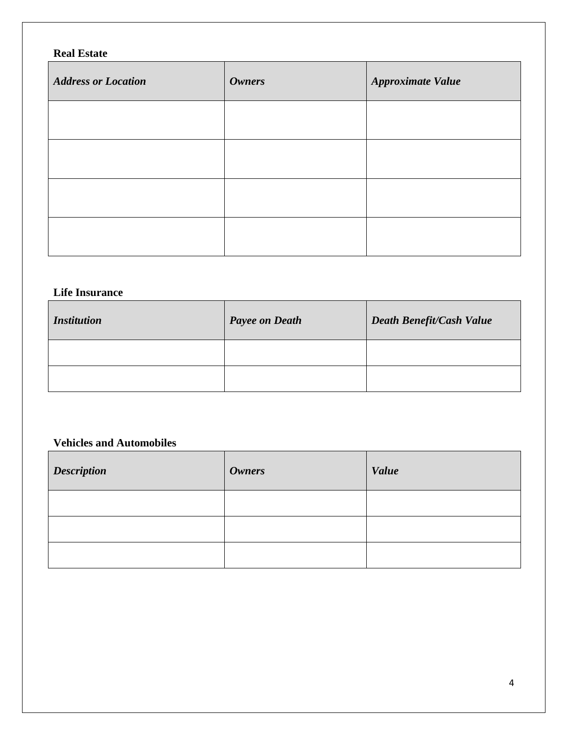**Real Estate**

| *Address or Location* | *Owners* | *Approximate Value* |
|---|---|---|
| | | |
| | | |
| | | |
| | | |

**Life Insurance**

| *Institution* | *Payee on Death* | *Death Benefit/Cash Value* |
|---|---|---|
| | | |
| | | |

**Vehicles and Automobiles**

| *Description* | *Owners* | *Value* |
|---|---|---|
| | | |
| | | |
| | | |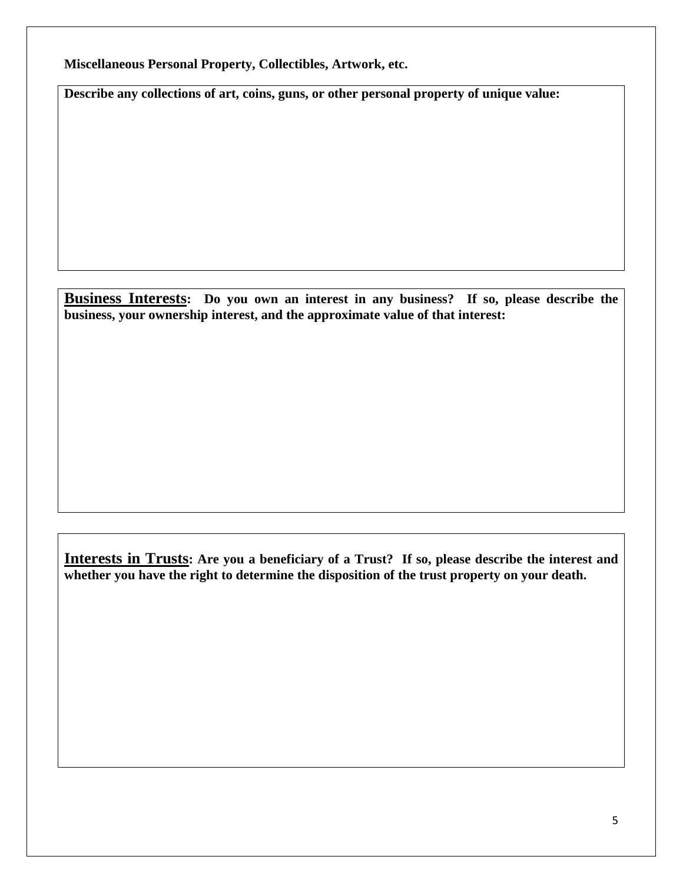**Miscellaneous Personal Property, Collectibles, Artwork, etc.**

**Describe any collections of art, coins, guns, or other personal property of unique value:**

**Business Interests: Do you own an interest in any business? If so, please describe the business, your ownership interest, and the approximate value of that interest:**

**Interests in Trusts: Are you a beneficiary of a Trust? If so, please describe the interest and whether you have the right to determine the disposition of the trust property on your death.**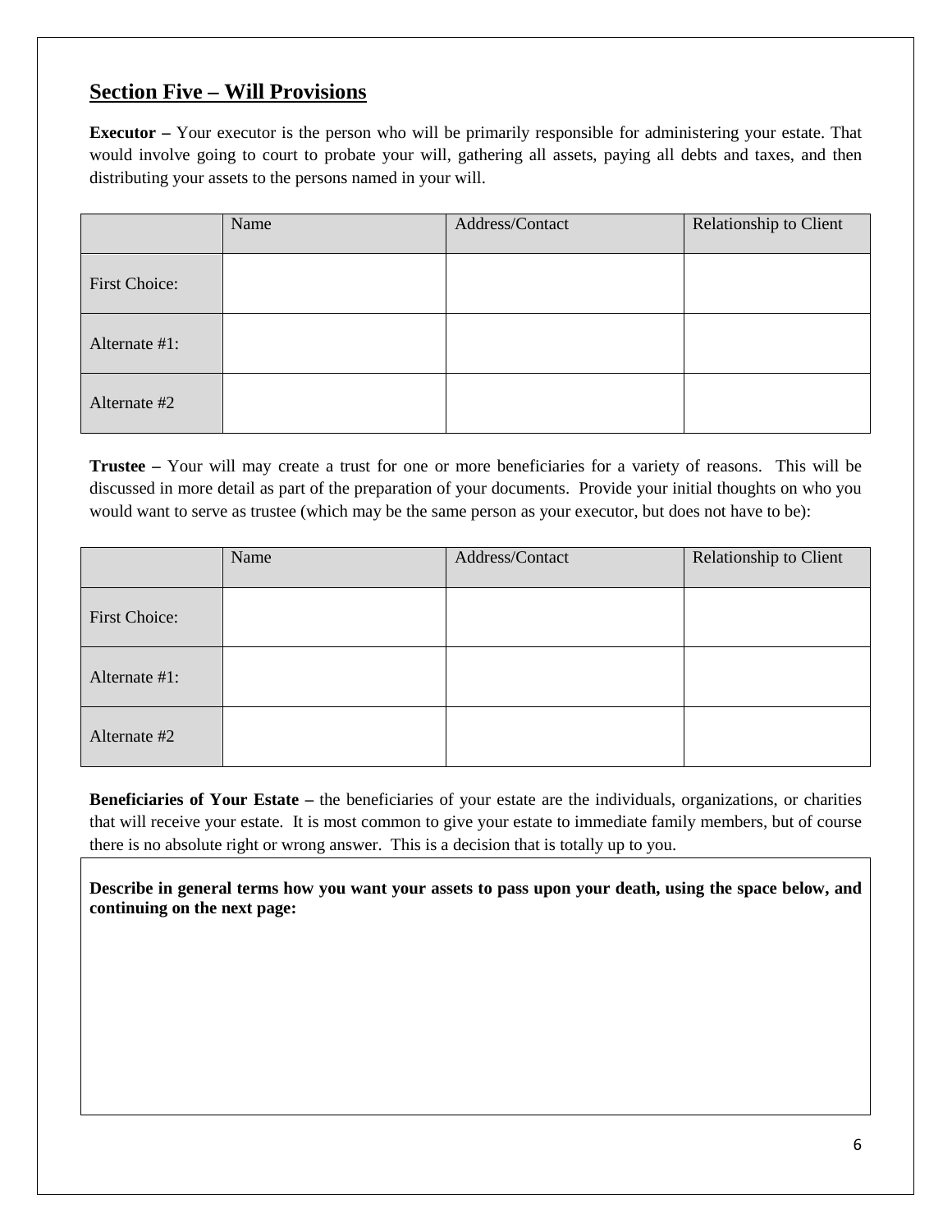## Section Five – Will Provisions

**Executor –** Your executor is the person who will be primarily responsible for administering your estate. That would involve going to court to probate your will, gathering all assets, paying all debts and taxes, and then distributing your assets to the persons named in your will.

| | Name | Address/Contact | Relationship to Client |
|---|---|---|---|
| First Choice: | | | |
| Alternate #1: | | | |
| Alternate #2 | | | |

**Trustee –** Your will may create a trust for one or more beneficiaries for a variety of reasons. This will be discussed in more detail as part of the preparation of your documents. Provide your initial thoughts on who you would want to serve as trustee (which may be the same person as your executor, but does not have to be):

| | Name | Address/Contact | Relationship to Client |
|---|---|---|---|
| First Choice: | | | |
| Alternate #1: | | | |
| Alternate #2 | | | |

**Beneficiaries of Your Estate –** the beneficiaries of your estate are the individuals, organizations, or charities that will receive your estate. It is most common to give your estate to immediate family members, but of course there is no absolute right or wrong answer. This is a decision that is totally up to you.

**Describe in general terms how you want your assets to pass upon your death, using the space below, and continuing on the next page:**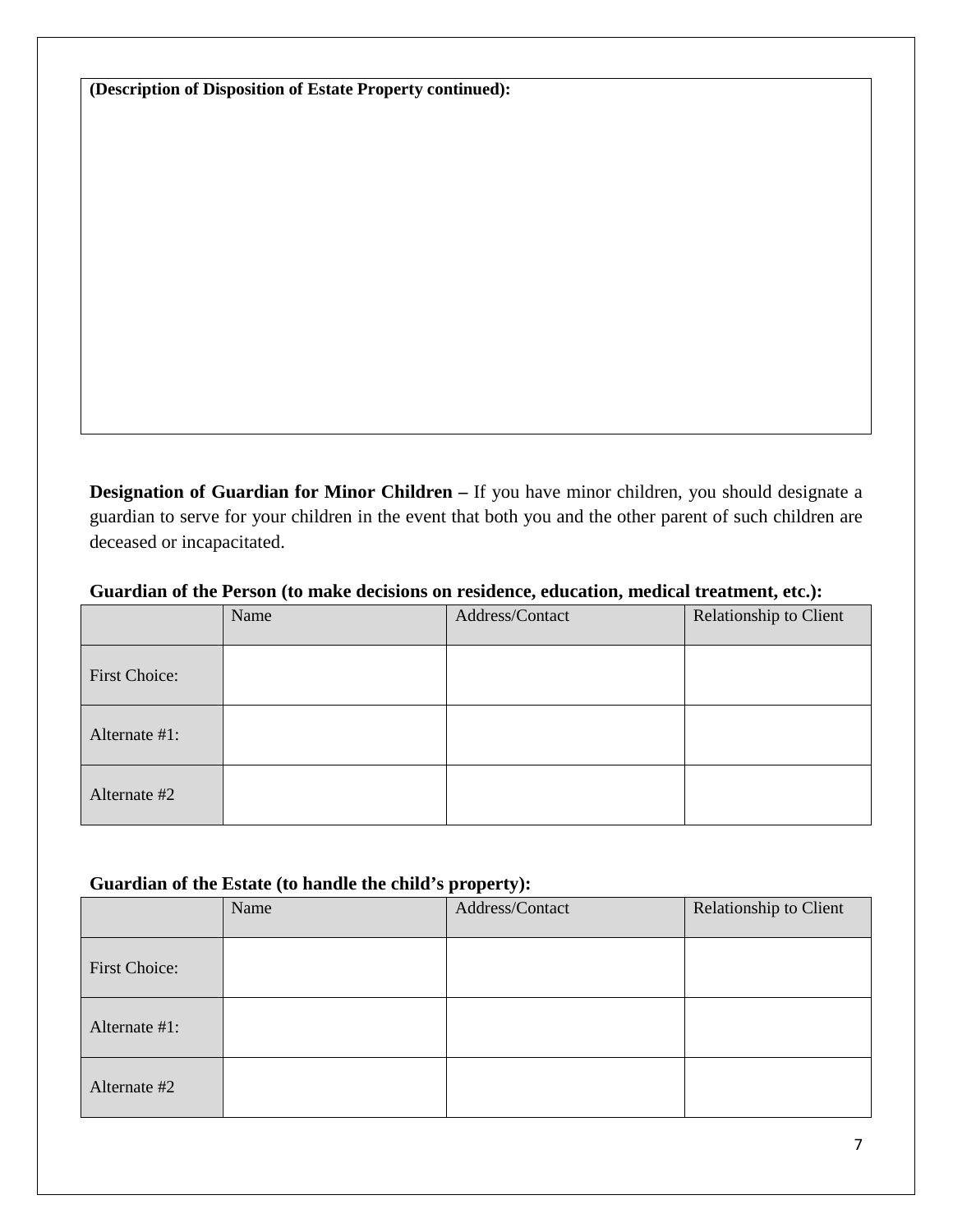**(Description of Disposition of Estate Property continued):**

**Designation of Guardian for Minor Children –** If you have minor children, you should designate a guardian to serve for your children in the event that both you and the other parent of such children are deceased or incapacitated.

**Guardian of the Person (to make decisions on residence, education, medical treatment, etc.):**

| | Name | Address/Contact | Relationship to Client |
|---|---|---|---|
| First Choice: | | | |
| Alternate #1: | | | |
| Alternate #2 | | | |

**Guardian of the Estate (to handle the child's property):**

| | Name | Address/Contact | Relationship to Client |
|---|---|---|---|
| First Choice: | | | |
| Alternate #1: | | | |
| Alternate #2 | | | |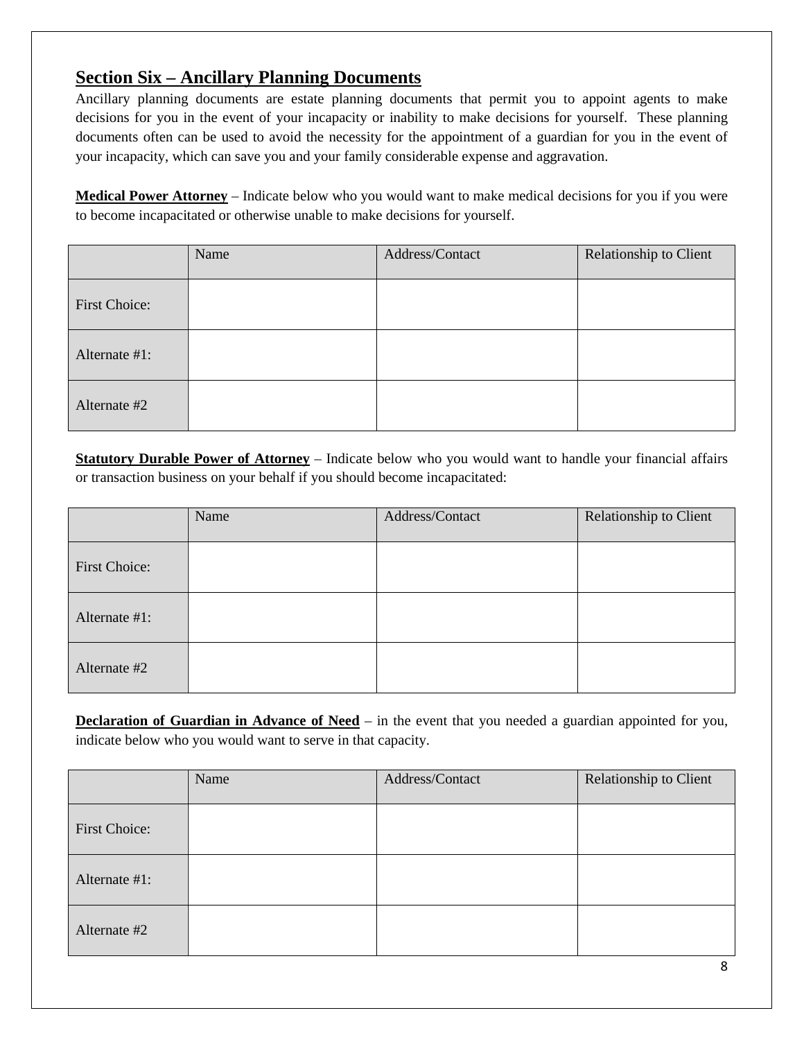## Section Six – Ancillary Planning Documents

Ancillary planning documents are estate planning documents that permit you to appoint agents to make decisions for you in the event of your incapacity or inability to make decisions for yourself. These planning documents often can be used to avoid the necessity for the appointment of a guardian for you in the event of your incapacity, which can save you and your family considerable expense and aggravation.

**Medical Power Attorney** – Indicate below who you would want to make medical decisions for you if you were to become incapacitated or otherwise unable to make decisions for yourself.

| | Name | Address/Contact | Relationship to Client |
|---|---|---|---|
| First Choice: | | | |
| Alternate #1: | | | |
| Alternate #2 | | | |

**Statutory Durable Power of Attorney** – Indicate below who you would want to handle your financial affairs or transaction business on your behalf if you should become incapacitated:

| | Name | Address/Contact | Relationship to Client |
|---|---|---|---|
| First Choice: | | | |
| Alternate #1: | | | |
| Alternate #2 | | | |

**Declaration of Guardian in Advance of Need** – in the event that you needed a guardian appointed for you, indicate below who you would want to serve in that capacity.

| | Name | Address/Contact | Relationship to Client |
|---|---|---|---|
| First Choice: | | | |
| Alternate #1: | | | |
| Alternate #2 | | | |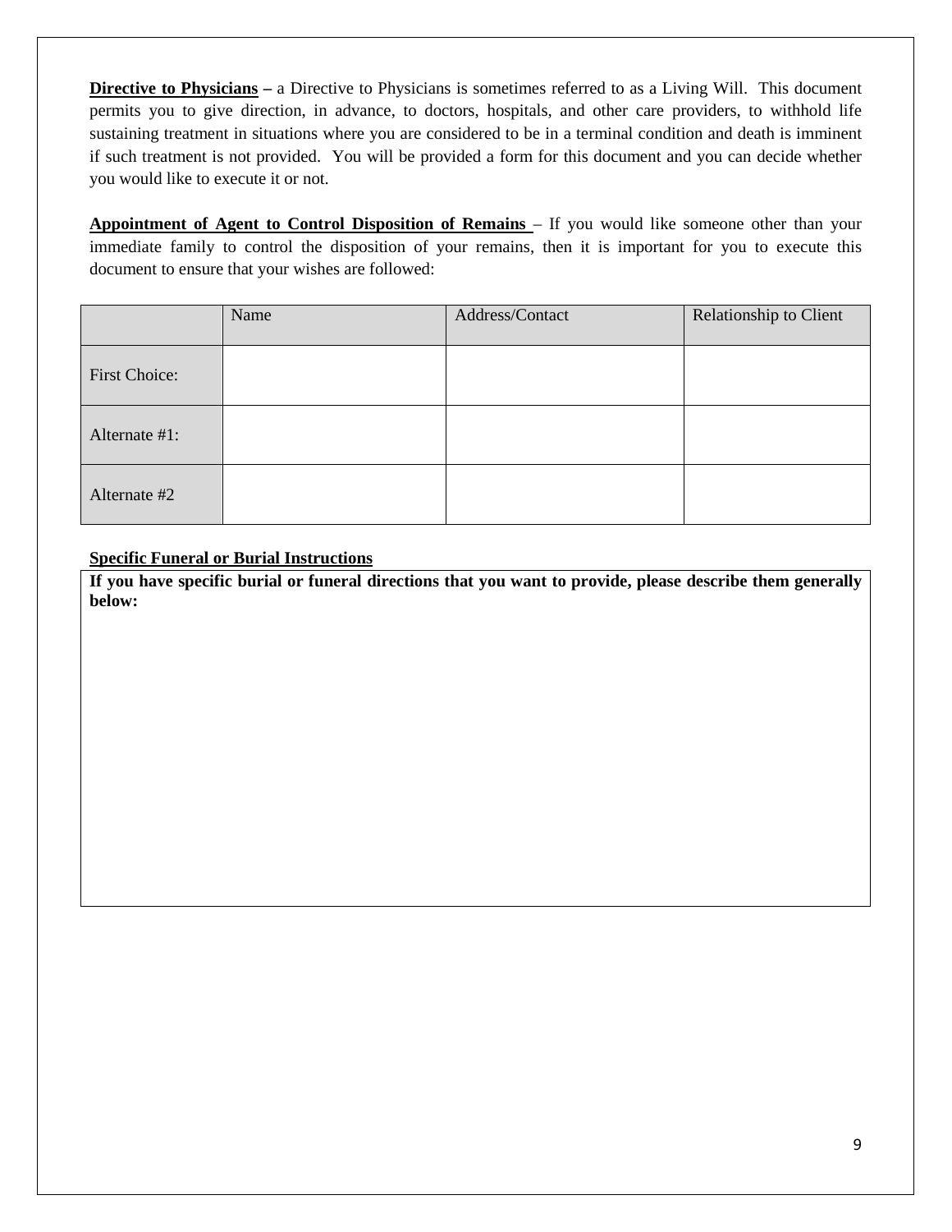**Directive to Physicians** – a Directive to Physicians is sometimes referred to as a Living Will. This document permits you to give direction, in advance, to doctors, hospitals, and other care providers, to withhold life sustaining treatment in situations where you are considered to be in a terminal condition and death is imminent if such treatment is not provided. You will be provided a form for this document and you can decide whether you would like to execute it or not.

**Appointment of Agent to Control Disposition of Remains** – If you would like someone other than your immediate family to control the disposition of your remains, then it is important for you to execute this document to ensure that your wishes are followed:

| | Name | Address/Contact | Relationship to Client |
|---|---|---|---|
| First Choice: | | | |
| Alternate #1: | | | |
| Alternate #2 | | | |

**Specific Funeral or Burial Instructions**

**If you have specific burial or funeral directions that you want to provide, please describe them generally below:**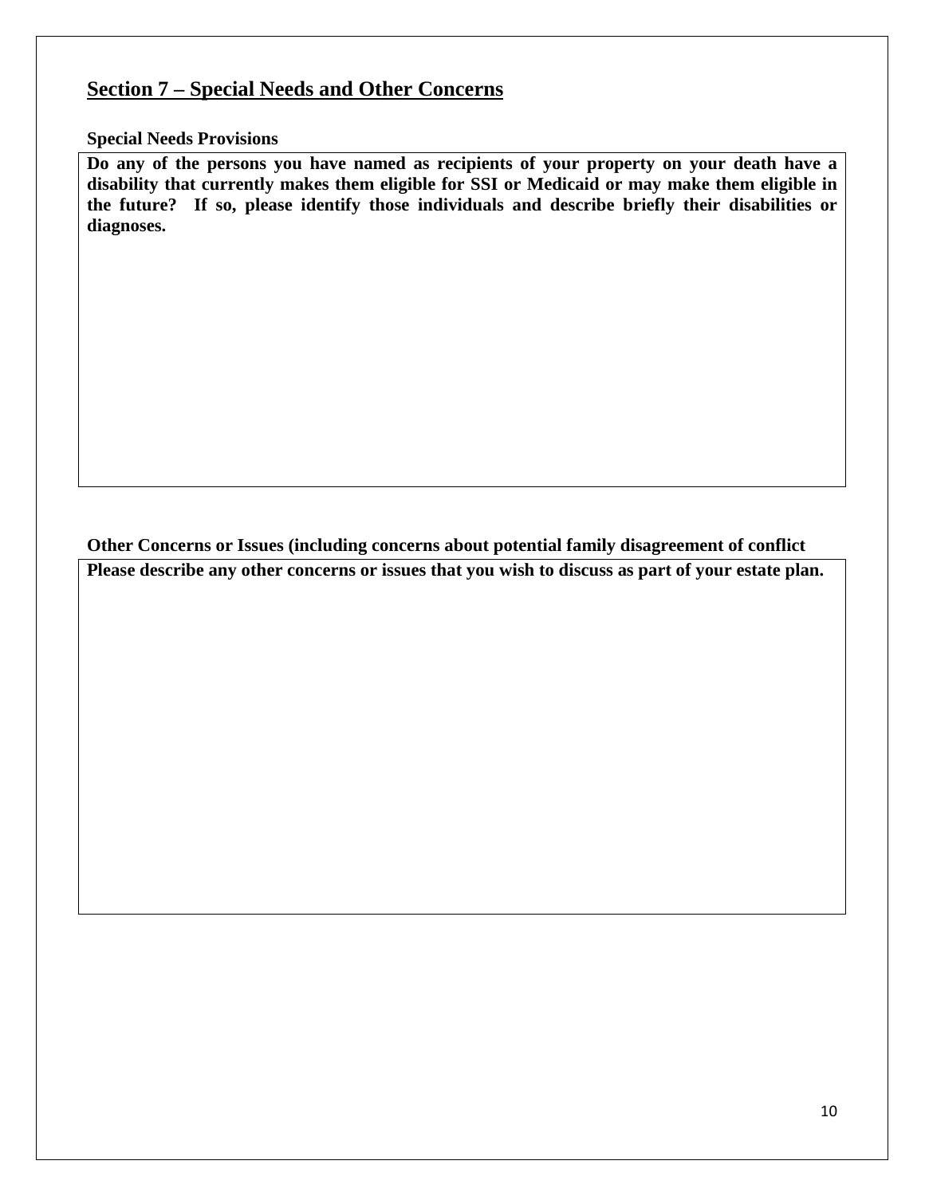## Section 7 – Special Needs and Other Concerns

**Special Needs Provisions**

| |
|---|
| **Do any of the persons you have named as recipients of your property on your death have a disability that currently makes them eligible for SSI or Medicaid or may make them eligible in the future? If so, please identify those individuals and describe briefly their disabilities or diagnoses.** |

**Other Concerns or Issues (including concerns about potential family disagreement of conflict**

| |
|---|
| **Please describe any other concerns or issues that you wish to discuss as part of your estate plan.** |